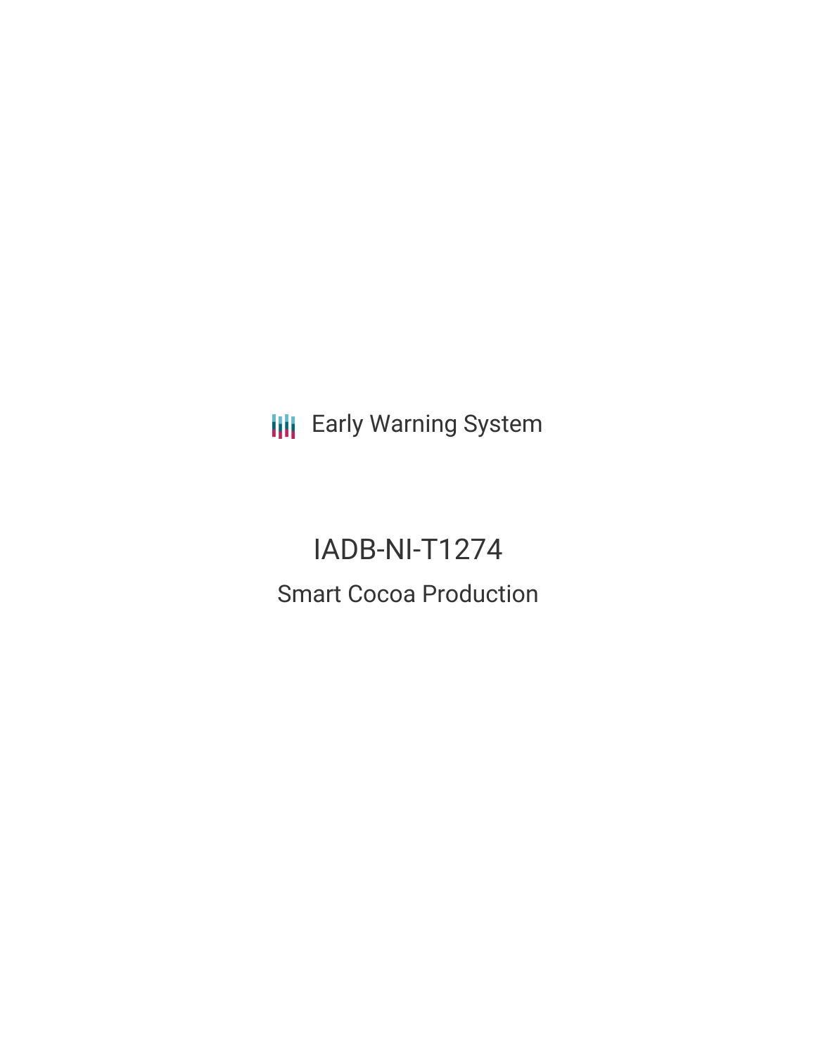Early Warning System

# IADB-NI-T1274

## Smart Cocoa Production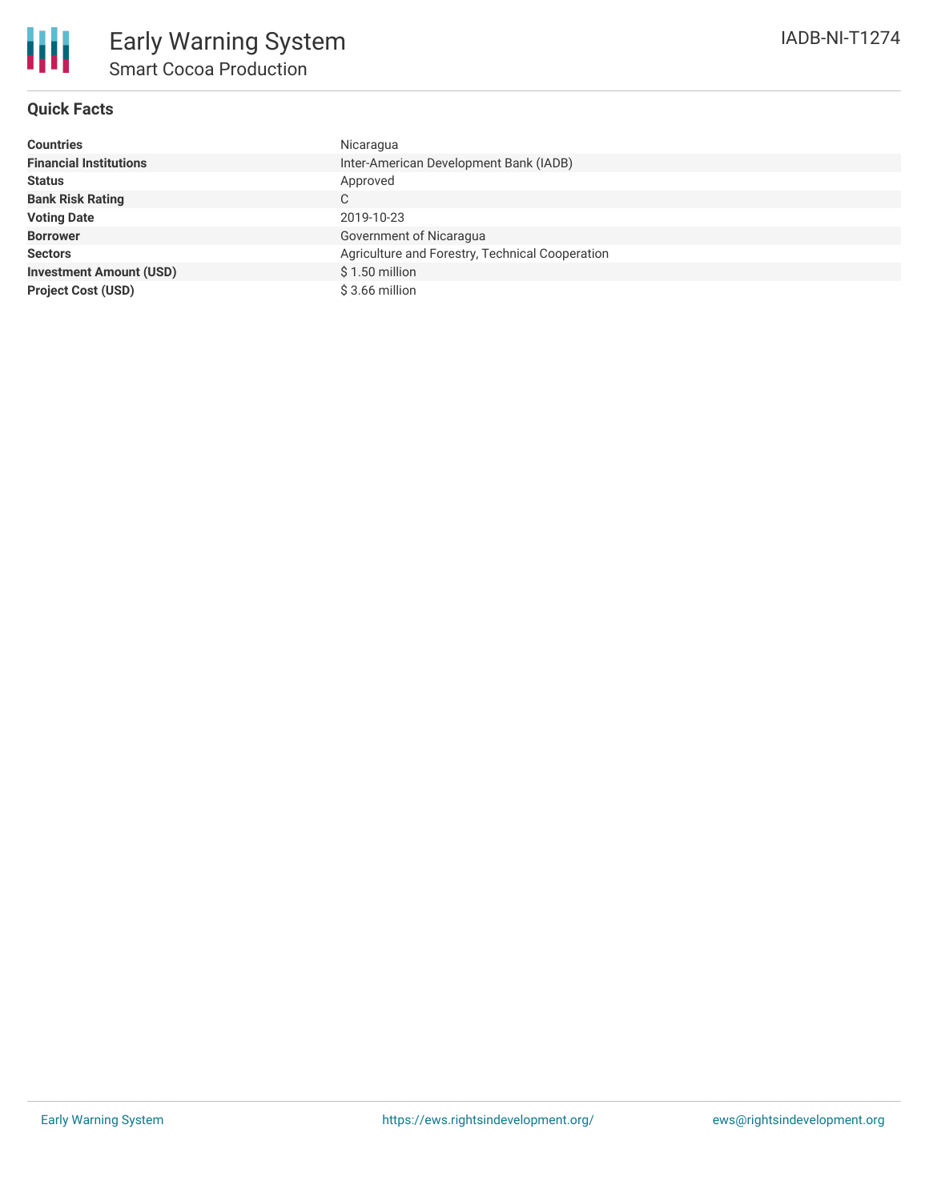# Early Warning System

## Smart Cocoa Production

IADB-NI-T1274

### Quick Facts

| | |
|---|---|
| **Countries** | Nicaragua |
| **Financial Institutions** | Inter-American Development Bank (IADB) |
| **Status** | Approved |
| **Bank Risk Rating** | C |
| **Voting Date** | 2019-10-23 |
| **Borrower** | Government of Nicaragua |
| **Sectors** | Agriculture and Forestry, Technical Cooperation |
| **Investment Amount (USD)** | $ 1.50 million |
| **Project Cost (USD)** | $ 3.66 million |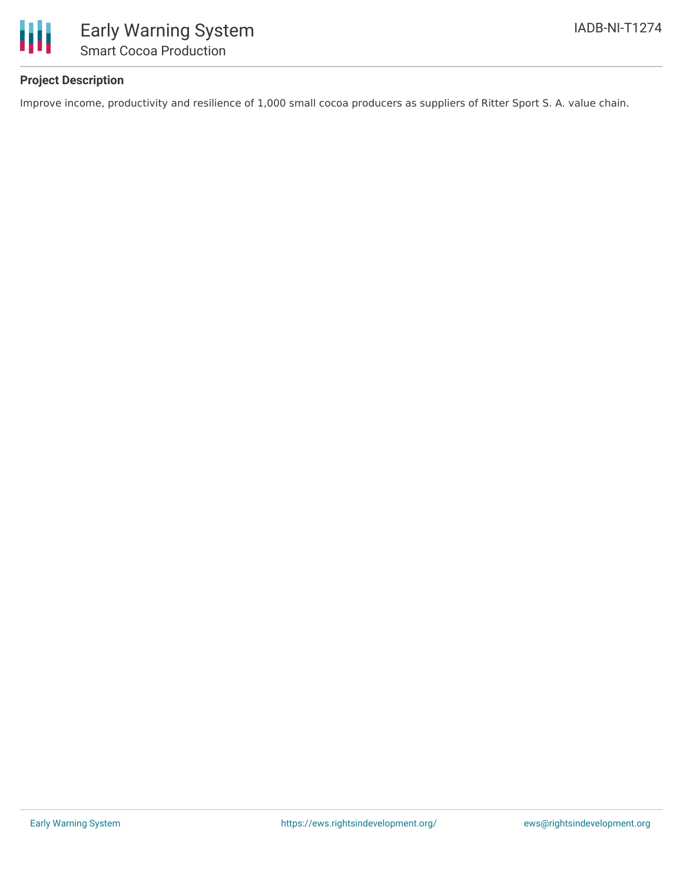## Project Description

Improve income, productivity and resilience of 1,000 small cocoa producers as suppliers of Ritter Sport S. A. value chain.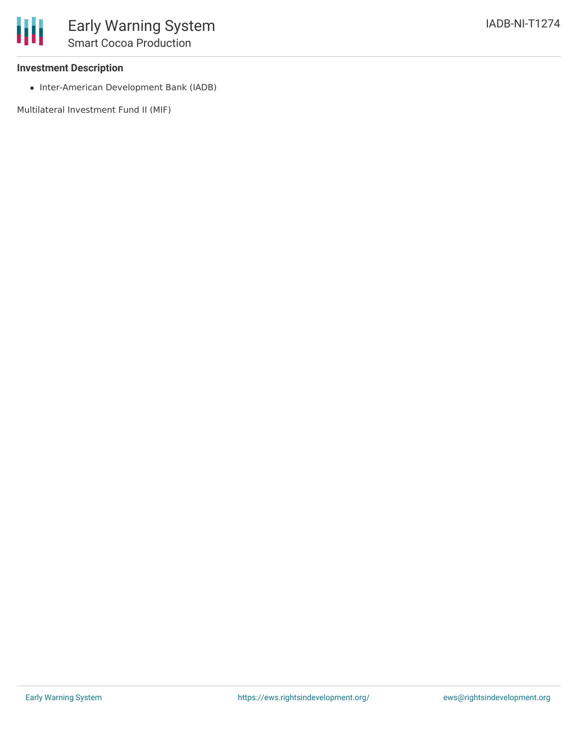### Investment Description

- Inter-American Development Bank (IADB)

Multilateral Investment Fund II (MIF)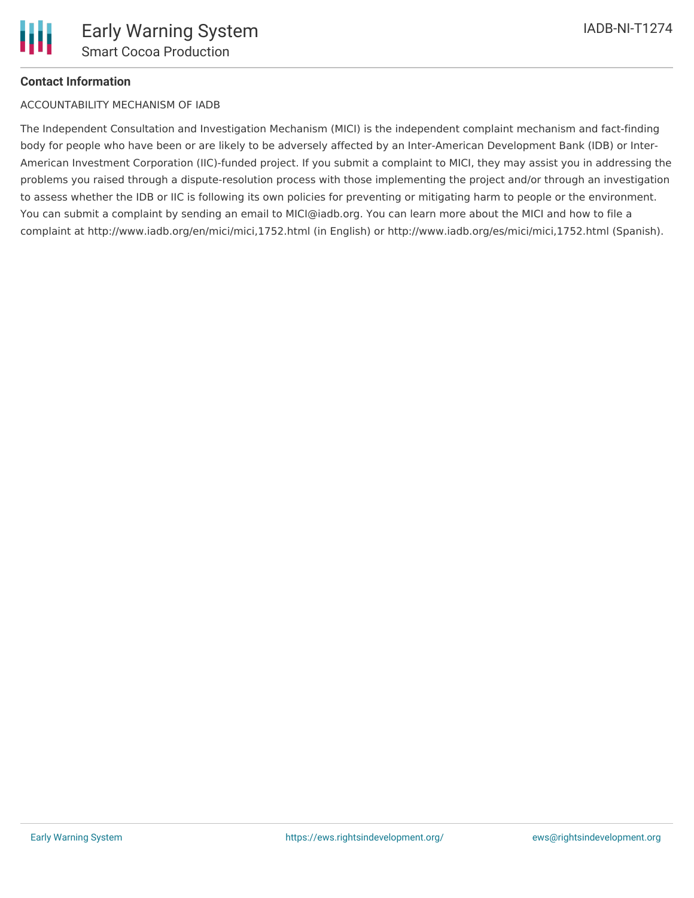**Contact Information**

ACCOUNTABILITY MECHANISM OF IADB

The Independent Consultation and Investigation Mechanism (MICI) is the independent complaint mechanism and fact-finding body for people who have been or are likely to be adversely affected by an Inter-American Development Bank (IDB) or Inter-American Investment Corporation (IIC)-funded project. If you submit a complaint to MICI, they may assist you in addressing the problems you raised through a dispute-resolution process with those implementing the project and/or through an investigation to assess whether the IDB or IIC is following its own policies for preventing or mitigating harm to people or the environment. You can submit a complaint by sending an email to MICI@iadb.org. You can learn more about the MICI and how to file a complaint at http://www.iadb.org/en/mici/mici,1752.html (in English) or http://www.iadb.org/es/mici/mici,1752.html (Spanish).